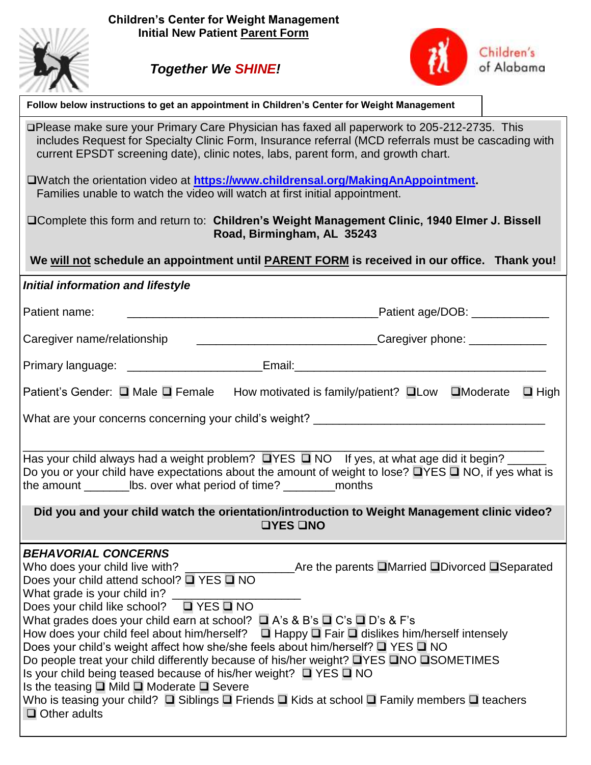# Children's Center for Weight Management
## Initial New Patient Parent Form

***Together We SHINE!***

Children's of Alabama

**Follow below instructions to get an appointment in Children's Center for Weight Management**

❑ Please make sure your Primary Care Physician has faxed all paperwork to 205-212-2735. This includes Request for Specialty Clinic Form, Insurance referral (MCD referrals must be cascading with current EPSDT screening date), clinic notes, labs, parent form, and growth chart.

❑ Watch the orientation video at **https://www.childrensal.org/MakingAnAppointment**. Families unable to watch the video will watch at first initial appointment.

❑ Complete this form and return to: **Children's Weight Management Clinic, 1940 Elmer J. Bissell Road, Birmingham, AL 35243**

**We will not schedule an appointment until PARENT FORM is received in our office. Thank you!**

***Initial information and lifestyle***

Patient name: ________________________________________ Patient age/DOB: ____________

Caregiver name/relationship ____________________________ Caregiver phone: ____________

Primary language: _____________________ Email: ________________________________________

Patient's Gender: ❑ Male ❑ Female    How motivated is family/patient? ❑ Low ❑ Moderate ❑ High

What are your concerns concerning your child's weight? ____________________________________

_______________________________________________________________________________

Has your child always had a weight problem? ❑ YES ❑ NO   If yes, at what age did it begin? ______
Do you or your child have expectations about the amount of weight to lose? ❑ YES ❑ NO, if yes what is the amount _______lbs. over what period of time? ________months

**Did you and your child watch the orientation/introduction to Weight Management clinic video? ❑ YES ❑ NO**

***BEHAVORIAL CONCERNS***

Who does your child live with? ________________ Are the parents ❑ Married ❑ Divorced ❑ Separated
Does your child attend school? ❑ YES ❑ NO
What grade is your child in? ___________________
Does your child like school? ❑ YES ❑ NO
What grades does your child earn at school? ❑ A's & B's ❑ C's ❑ D's & F's
How does your child feel about him/herself? ❑ Happy ❑ Fair ❑ dislikes him/herself intensely
Does your child's weight affect how she/she feels about him/herself? ❑ YES ❑ NO
Do people treat your child differently because of his/her weight? ❑ YES ❑ NO ❑ SOMETIMES
Is your child being teased because of his/her weight? ❑ YES ❑ NO
Is the teasing ❑ Mild ❑ Moderate ❑ Severe
Who is teasing your child? ❑ Siblings ❑ Friends ❑ Kids at school ❑ Family members ❑ teachers ❑ Other adults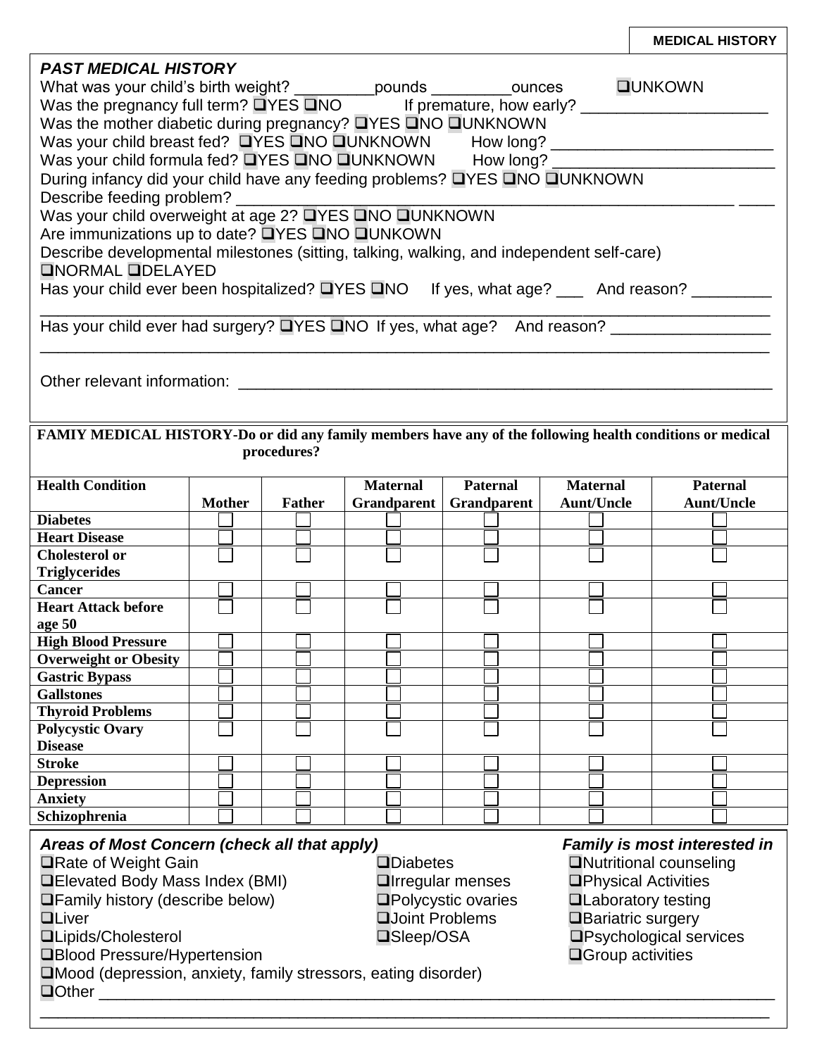**MEDICAL HISTORY**

***PAST MEDICAL HISTORY***

What was your child's birth weight? _________pounds _________ounces ❑UNKOWN

Was the pregnancy full term? ❑YES ❑NO If premature, how early? _____________________

Was the mother diabetic during pregnancy? ❑YES ❑NO ❑UNKNOWN

Was your child breast fed? ❑YES ❑NO ❑UNKNOWN How long? _________________________

Was your child formula fed? ❑YES ❑NO ❑UNKNOWN How long? _________________________

During infancy did your child have any feeding problems? ❑YES ❑NO ❑UNKNOWN

Describe feeding problem? _______________________________________________________ ____

Was your child overweight at age 2? ❑YES ❑NO ❑UNKNOWN

Are immunizations up to date? ❑YES ❑NO ❑UNKOWN

Describe developmental milestones (sitting, talking, walking, and independent self-care)

❑NORMAL ❑DELAYED

Has your child ever been hospitalized? ❑YES ❑NO If yes, what age? ___ And reason? _________

_________________________________________________________________________________

Has your child ever had surgery? ❑YES ❑NO If yes, what age? And reason? _________________

_________________________________________________________________________________

Other relevant information: _______________________________________________________

**FAMIY MEDICAL HISTORY-Do or did any family members have any of the following health conditions or medical procedures?**

| Health Condition | Mother | Father | Maternal Grandparent | Paternal Grandparent | Maternal Aunt/Uncle | Paternal Aunt/Uncle |
|---|---|---|---|---|---|---|
| Diabetes | ☐ | ☐ | ☐ | ☐ | ☐ | ☐ |
| Heart Disease | ☐ | ☐ | ☐ | ☐ | ☐ | ☐ |
| Cholesterol or Triglycerides | ☐ | ☐ | ☐ | ☐ | ☐ | ☐ |
| Cancer | ☐ | ☐ | ☐ | ☐ | ☐ | ☐ |
| Heart Attack before age 50 | ☐ | ☐ | ☐ | ☐ | ☐ | ☐ |
| High Blood Pressure | ☐ | ☐ | ☐ | ☐ | ☐ | ☐ |
| Overweight or Obesity | ☐ | ☐ | ☐ | ☐ | ☐ | ☐ |
| Gastric Bypass | ☐ | ☐ | ☐ | ☐ | ☐ | ☐ |
| Gallstones | ☐ | ☐ | ☐ | ☐ | ☐ | ☐ |
| Thyroid Problems | ☐ | ☐ | ☐ | ☐ | ☐ | ☐ |
| Polycystic Ovary Disease | ☐ | ☐ | ☐ | ☐ | ☐ | ☐ |
| Stroke | ☐ | ☐ | ☐ | ☐ | ☐ | ☐ |
| Depression | ☐ | ☐ | ☐ | ☐ | ☐ | ☐ |
| Anxiety | ☐ | ☐ | ☐ | ☐ | ☐ | ☐ |
| Schizophrenia | ☐ | ☐ | ☐ | ☐ | ☐ | ☐ |

***Areas of Most Concern (check all that apply)***

❑Rate of Weight Gain

❑Elevated Body Mass Index (BMI)

❑Family history (describe below)

❑Liver

❑Lipids/Cholesterol

❑Blood Pressure/Hypertension

❑Mood (depression, anxiety, family stressors, eating disorder)

❑Diabetes

❑Irregular menses

❑Polycystic ovaries

❑Joint Problems

❑Sleep/OSA

❑Other _____________________________________________________________________________

_________________________________________________________________________________

***Family is most interested in***

❑Nutritional counseling

❑Physical Activities

❑Laboratory testing

❑Bariatric surgery

❑Psychological services

❑Group activities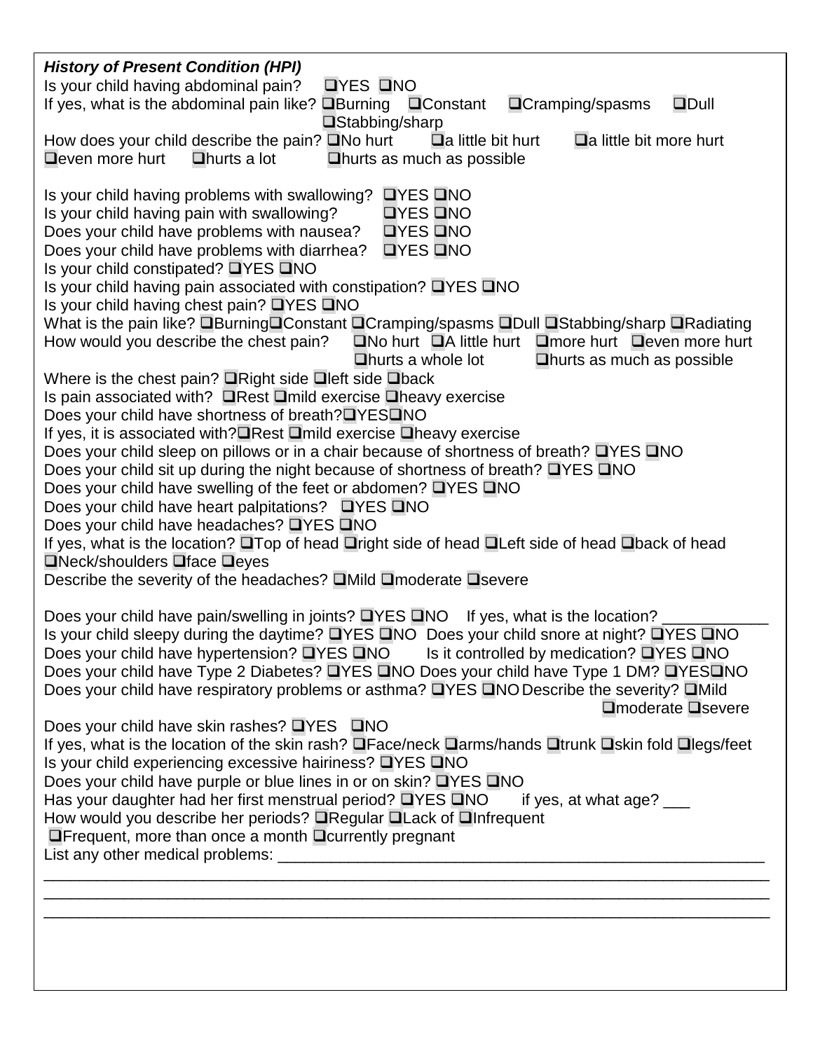***History of Present Condition (HPI)***

Is your child having abdominal pain? ❑YES ❑NO

If yes, what is the abdominal pain like? ❑Burning ❑Constant ❑Cramping/spasms ❑Dull ❑Stabbing/sharp

How does your child describe the pain? ❑No hurt ❑a little bit hurt ❑a little bit more hurt ❑even more hurt ❑hurts a lot ❑hurts as much as possible

Is your child having problems with swallowing? ❑YES ❑NO

Is your child having pain with swallowing? ❑YES ❑NO

Does your child have problems with nausea? ❑YES ❑NO

Does your child have problems with diarrhea? ❑YES ❑NO

Is your child constipated? ❑YES ❑NO

Is your child having pain associated with constipation? ❑YES ❑NO

Is your child having chest pain? ❑YES ❑NO

What is the pain like? ❑Burning❑Constant ❑Cramping/spasms ❑Dull ❑Stabbing/sharp ❑Radiating

How would you describe the chest pain? ❑No hurt ❑A little hurt ❑more hurt ❑even more hurt ❑hurts a whole lot ❑hurts as much as possible

Where is the chest pain? ❑Right side ❑left side ❑back

Is pain associated with? ❑Rest ❑mild exercise ❑heavy exercise

Does your child have shortness of breath?❑YES❑NO

If yes, it is associated with?❑Rest ❑mild exercise ❑heavy exercise

Does your child sleep on pillows or in a chair because of shortness of breath? ❑YES ❑NO

Does your child sit up during the night because of shortness of breath? ❑YES ❑NO

Does your child have swelling of the feet or abdomen? ❑YES ❑NO

Does your child have heart palpitations? ❑YES ❑NO

Does your child have headaches? ❑YES ❑NO

If yes, what is the location? ❑Top of head ❑right side of head ❑Left side of head ❑back of head ❑Neck/shoulders ❑face ❑eyes

Describe the severity of the headaches? ❑Mild ❑moderate ❑severe

Does your child have pain/swelling in joints? ❑YES ❑NO If yes, what is the location? ____________

Is your child sleepy during the daytime? ❑YES ❑NO Does your child snore at night? ❑YES ❑NO

Does your child have hypertension? ❑YES ❑NO Is it controlled by medication? ❑YES ❑NO

Does your child have Type 2 Diabetes? ❑YES ❑NO Does your child have Type 1 DM? ❑YES❑NO

Does your child have respiratory problems or asthma? ❑YES ❑NO Describe the severity? ❑Mild ❑moderate ❑severe

Does your child have skin rashes? ❑YES ❑NO

If yes, what is the location of the skin rash? ❑Face/neck ❑arms/hands ❑trunk ❑skin fold ❑legs/feet

Is your child experiencing excessive hairiness? ❑YES ❑NO

Does your child have purple or blue lines in or on skin? ❑YES ❑NO

Has your daughter had her first menstrual period? ❑YES ❑NO if yes, at what age? ___

How would you describe her periods? ❑Regular ❑Lack of ❑Infrequent ❑Frequent, more than once a month ❑currently pregnant

List any other medical problems: ________________________________________________________

_______________________________________________________________________________

_______________________________________________________________________________

_______________________________________________________________________________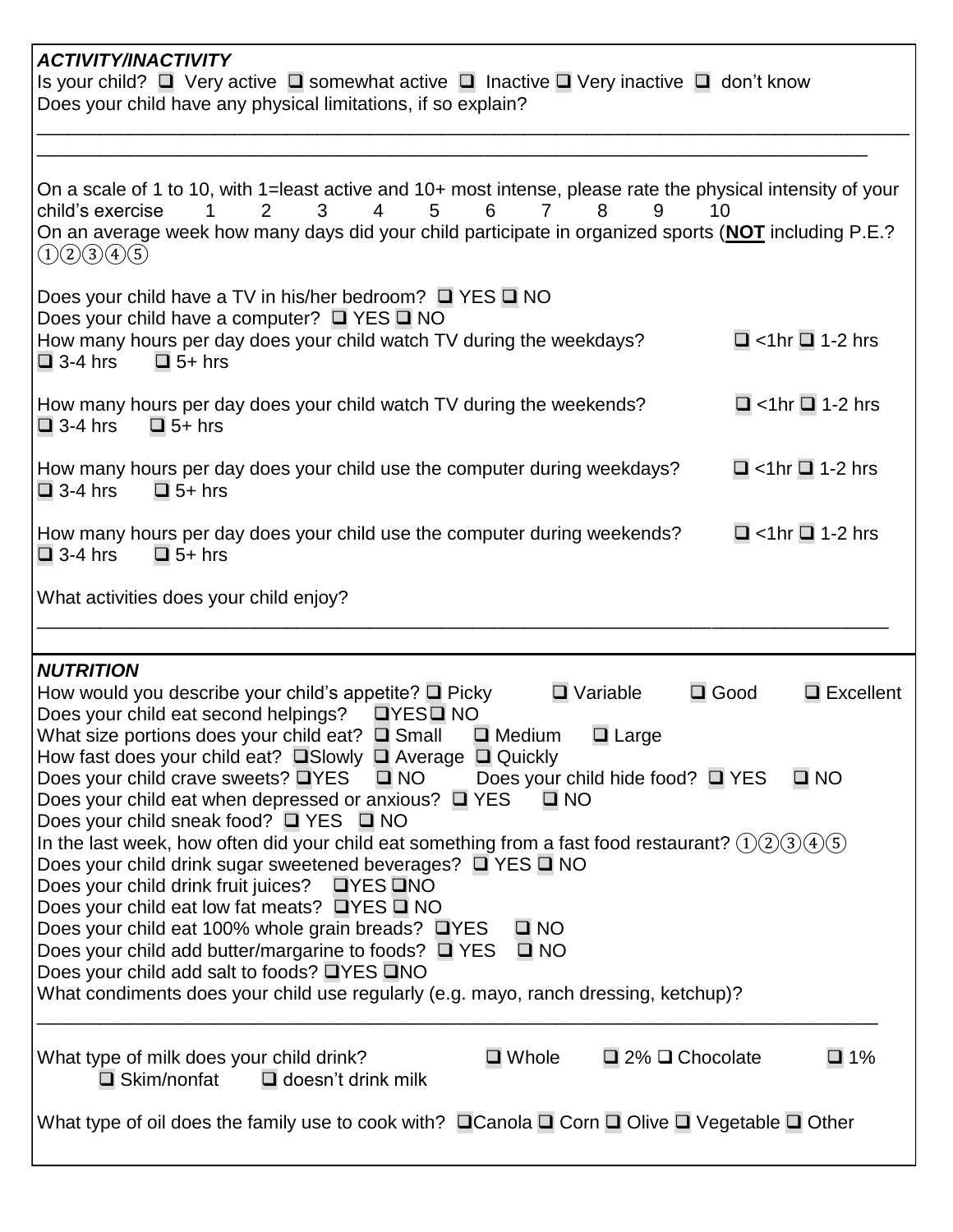***ACTIVITY/INACTIVITY***

Is your child? ❑ Very active ❑ somewhat active ❑ Inactive ❑ Very inactive ❑ don't know

Does your child have any physical limitations, if so explain?

\_\_\_\_\_\_\_\_\_\_\_\_\_\_\_\_\_\_\_\_\_\_\_\_\_\_\_\_\_\_\_\_\_\_\_\_\_\_\_\_\_\_\_\_\_\_\_\_\_\_\_\_\_\_\_\_\_\_\_\_\_\_\_\_\_\_\_\_\_\_\_\_\_\_\_\_\_\_

\_\_\_\_\_\_\_\_\_\_\_\_\_\_\_\_\_\_\_\_\_\_\_\_\_\_\_\_\_\_\_\_\_\_\_\_\_\_\_\_\_\_\_\_\_\_\_\_\_\_\_\_\_\_\_\_\_\_\_\_\_\_\_\_\_\_\_\_\_\_\_\_\_\_\_\_\_\_

On a scale of 1 to 10, with 1=least active and 10+ most intense, please rate the physical intensity of your child's exercise 1 2 3 4 5 6 7 8 9 10

On an average week how many days did your child participate in organized sports (**NOT** including P.E.? ①②③④⑤

Does your child have a TV in his/her bedroom? ❑ YES ❑ NO

Does your child have a computer? ❑ YES ❑ NO

How many hours per day does your child watch TV during the weekdays? ❑ <1hr ❑ 1-2 hrs ❑ 3-4 hrs ❑ 5+ hrs

How many hours per day does your child watch TV during the weekends? ❑ <1hr ❑ 1-2 hrs ❑ 3-4 hrs ❑ 5+ hrs

How many hours per day does your child use the computer during weekdays? ❑ <1hr ❑ 1-2 hrs ❑ 3-4 hrs ❑ 5+ hrs

How many hours per day does your child use the computer during weekends? ❑ <1hr ❑ 1-2 hrs ❑ 3-4 hrs ❑ 5+ hrs

What activities does your child enjoy?

\_\_\_\_\_\_\_\_\_\_\_\_\_\_\_\_\_\_\_\_\_\_\_\_\_\_\_\_\_\_\_\_\_\_\_\_\_\_\_\_\_\_\_\_\_\_\_\_\_\_\_\_\_\_\_\_\_\_\_\_\_\_\_\_\_\_\_\_\_\_\_\_\_\_\_\_\_\_

***NUTRITION***

How would you describe your child's appetite? ❑ Picky ❑ Variable ❑ Good ❑ Excellent

Does your child eat second helpings? ❑YES ❑ NO

What size portions does your child eat? ❑ Small ❑ Medium ❑ Large

How fast does your child eat? ❑Slowly ❑ Average ❑ Quickly

Does your child crave sweets? ❑YES ❑ NO Does your child hide food? ❑ YES ❑ NO

Does your child eat when depressed or anxious? ❑ YES ❑ NO

Does your child sneak food? ❑ YES ❑ NO

In the last week, how often did your child eat something from a fast food restaurant? ①②③④⑤

Does your child drink sugar sweetened beverages? ❑ YES ❑ NO

Does your child drink fruit juices? ❑YES ❑NO

Does your child eat low fat meats? ❑YES ❑ NO

Does your child eat 100% whole grain breads? ❑YES ❑ NO

Does your child add butter/margarine to foods? ❑ YES ❑ NO

Does your child add salt to foods? ❑YES ❑NO

What condiments does your child use regularly (e.g. mayo, ranch dressing, ketchup)?

\_\_\_\_\_\_\_\_\_\_\_\_\_\_\_\_\_\_\_\_\_\_\_\_\_\_\_\_\_\_\_\_\_\_\_\_\_\_\_\_\_\_\_\_\_\_\_\_\_\_\_\_\_\_\_\_\_\_\_\_\_\_\_\_\_\_\_\_\_\_\_\_\_\_\_\_\_\_

What type of milk does your child drink? ❑ Whole ❑ 2% ❑ Chocolate ❑ 1% ❑ Skim/nonfat ❑ doesn't drink milk

What type of oil does the family use to cook with? ❑Canola ❑ Corn ❑ Olive ❑ Vegetable ❑ Other